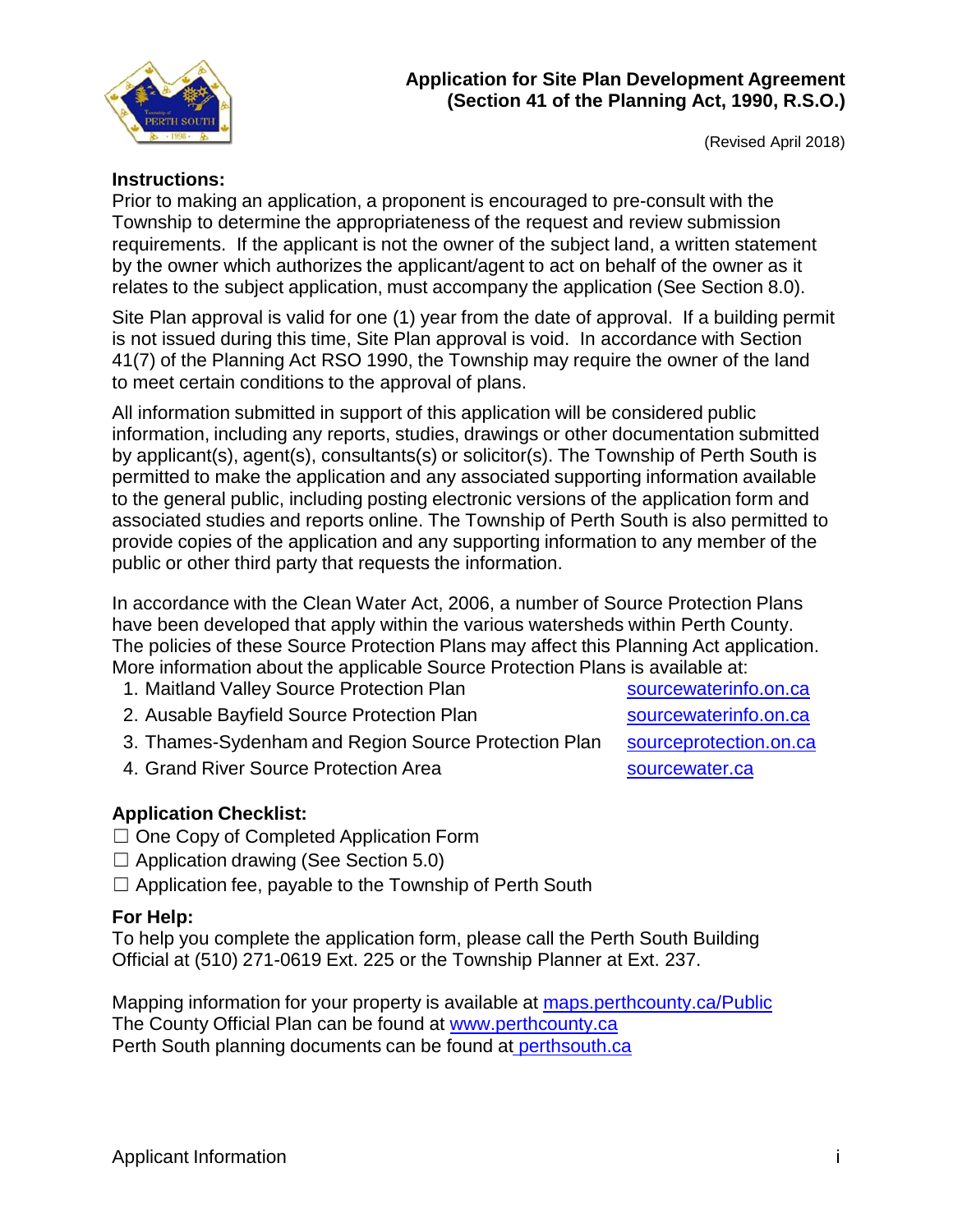# Application for Site Plan Development Agreement
# (Section 41 of the Planning Act, 1990, R.S.O.)

(Revised April 2018)

**Instructions:**

Prior to making an application, a proponent is encouraged to pre-consult with the Township to determine the appropriateness of the request and review submission requirements. If the applicant is not the owner of the subject land, a written statement by the owner which authorizes the applicant/agent to act on behalf of the owner as it relates to the subject application, must accompany the application (See Section 8.0).

Site Plan approval is valid for one (1) year from the date of approval. If a building permit is not issued during this time, Site Plan approval is void. In accordance with Section 41(7) of the Planning Act RSO 1990, the Township may require the owner of the land to meet certain conditions to the approval of plans.

All information submitted in support of this application will be considered public information, including any reports, studies, drawings or other documentation submitted by applicant(s), agent(s), consultants(s) or solicitor(s). The Township of Perth South is permitted to make the application and any associated supporting information available to the general public, including posting electronic versions of the application form and associated studies and reports online. The Township of Perth South is also permitted to provide copies of the application and any supporting information to any member of the public or other third party that requests the information.

In accordance with the Clean Water Act, 2006, a number of Source Protection Plans have been developed that apply within the various watersheds within Perth County. The policies of these Source Protection Plans may affect this Planning Act application. More information about the applicable Source Protection Plans is available at:

1. Maitland Valley Source Protection Plan — sourcewaterinfo.on.ca
2. Ausable Bayfield Source Protection Plan — sourcewaterinfo.on.ca
3. Thames-Sydenham and Region Source Protection Plan — sourceprotection.on.ca
4. Grand River Source Protection Area — sourcewater.ca

**Application Checklist:**

☐ One Copy of Completed Application Form
☐ Application drawing (See Section 5.0)
☐ Application fee, payable to the Township of Perth South

**For Help:**

To help you complete the application form, please call the Perth South Building Official at (510) 271-0619 Ext. 225 or the Township Planner at Ext. 237.

Mapping information for your property is available at maps.perthcounty.ca/Public
The County Official Plan can be found at www.perthcounty.ca
Perth South planning documents can be found at perthsouth.ca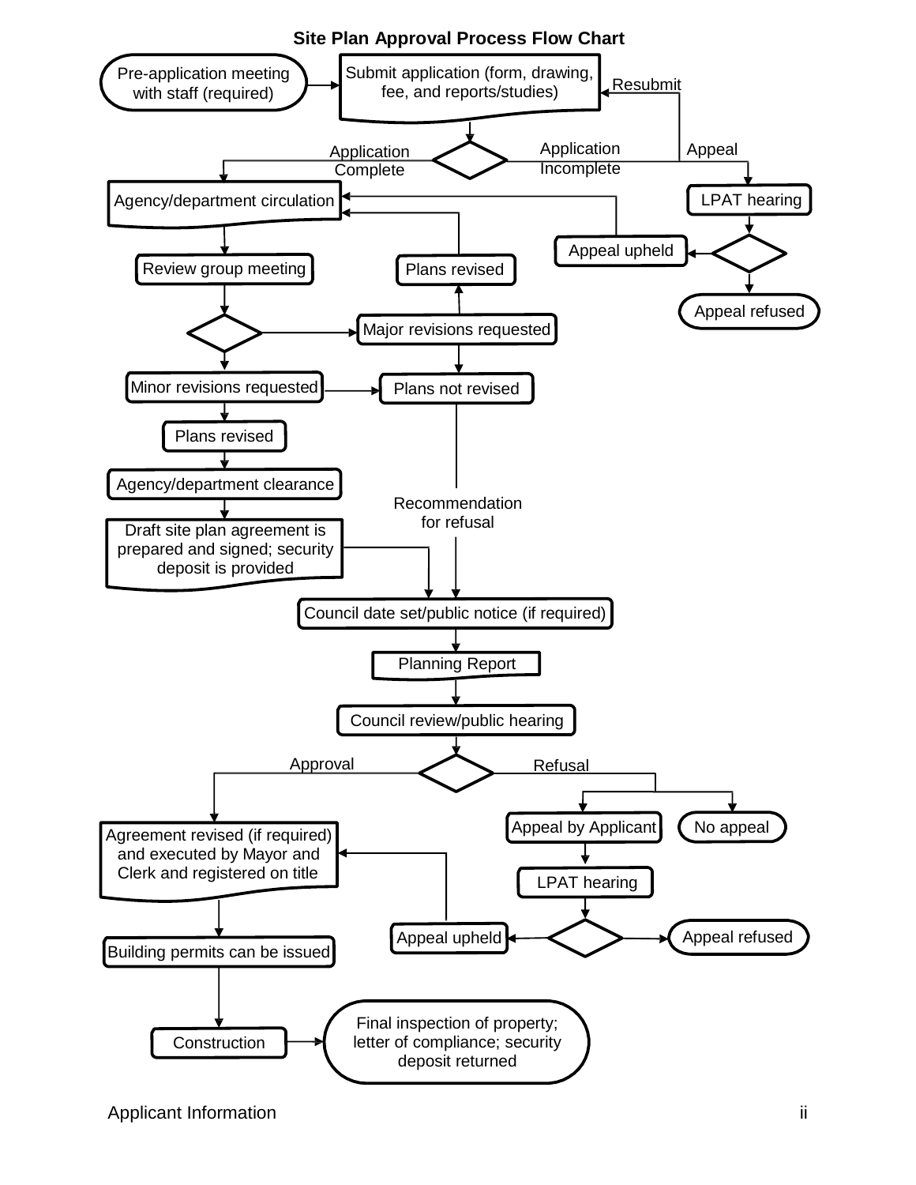# Site Plan Approval Process Flow Chart

- Pre-application meeting with staff (required)
- Submit application (form, drawing, fee, and reports/studies)
- Decision:
  - Application Incomplete → Resubmit (return to Submit application)
    - Appeal → LPAT hearing → Decision:
      - Appeal upheld → Agency/department circulation
      - Appeal refused
  - Application Complete → Agency/department circulation
- Agency/department circulation
- Review group meeting
- Decision:
  - Major revisions requested
    - Plans revised → Agency/department circulation
    - Plans not revised → Recommendation for refusal → Council date set/public notice (if required)
  - Minor revisions requested
    - Plans not revised → Recommendation for refusal → Council date set/public notice (if required)
    - Plans revised
- Agency/department clearance
- Draft site plan agreement is prepared and signed; security deposit is provided
- Council date set/public notice (if required)
- Planning Report
- Council review/public hearing
- Decision:
  - Approval → Agreement revised (if required) and executed by Mayor and Clerk and registered on title
  - Refusal
    - Appeal by Applicant → LPAT hearing → Decision:
      - Appeal upheld → Agreement revised (if required) and executed by Mayor and Clerk and registered on title
      - Appeal refused
    - No appeal
- Agreement revised (if required) and executed by Mayor and Clerk and registered on title
- Building permits can be issued
- Construction
- Final inspection of property; letter of compliance; security deposit returned

Applicant Information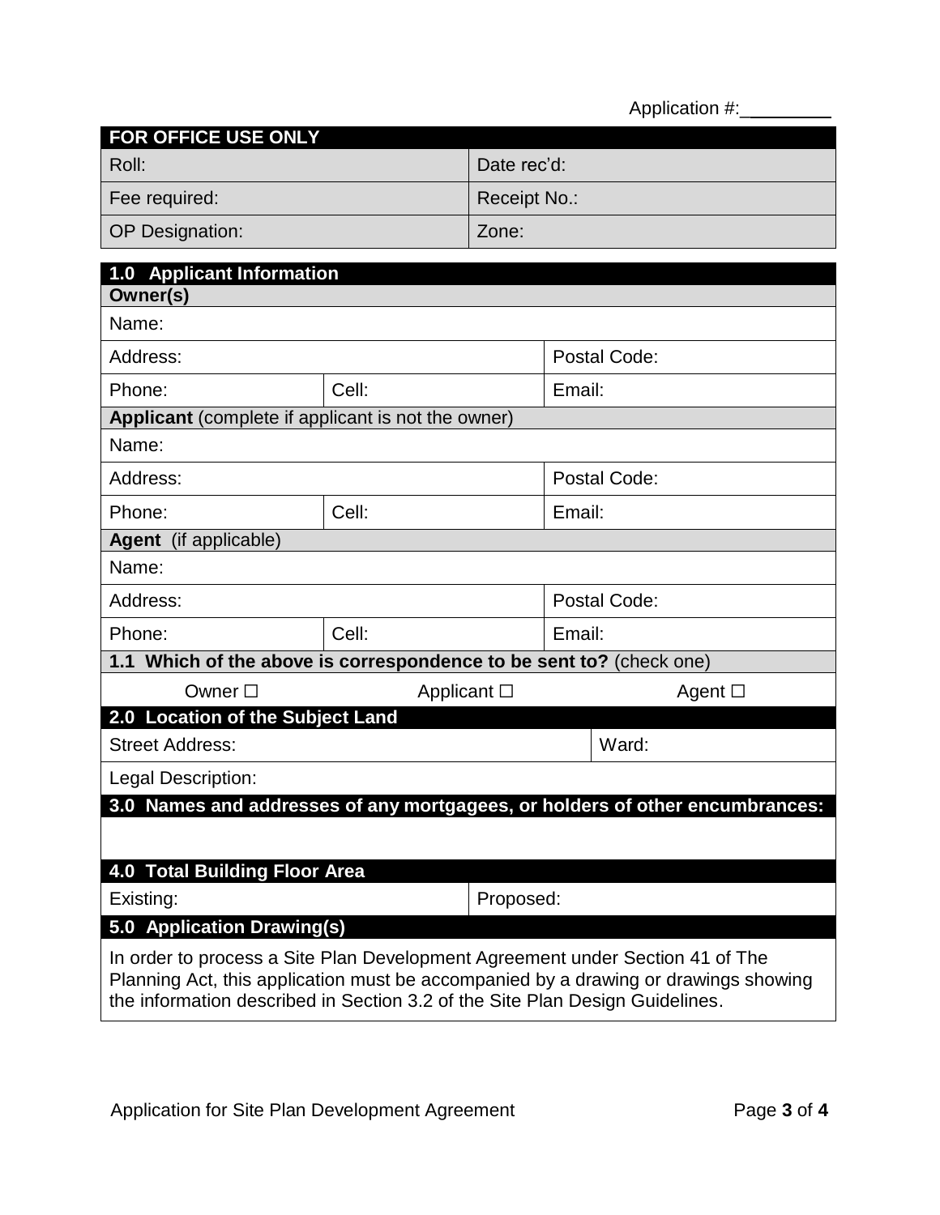Application #:________

| FOR OFFICE USE ONLY | |
|---|---|
| Roll: | Date rec'd: |
| Fee required: | Receipt No.: |
| OP Designation: | Zone: |

## 1.0 Applicant Information

**Owner(s)**

| Name: | | |
|---|---|---|
| Address: | | Postal Code: |
| Phone: | Cell: | Email: |

**Applicant** (complete if applicant is not the owner)

| Name: | | |
|---|---|---|
| Address: | | Postal Code: |
| Phone: | Cell: | Email: |

**Agent** (if applicable)

| Name: | | |
|---|---|---|
| Address: | | Postal Code: |
| Phone: | Cell: | Email: |

**1.1 Which of the above is correspondence to be sent to?** (check one)

Owner ☐ Applicant ☐ Agent ☐

## 2.0 Location of the Subject Land

| Street Address: | Ward: |
|---|---|
| Legal Description: | |

## 3.0 Names and addresses of any mortgagees, or holders of other encumbrances:

## 4.0 Total Building Floor Area

| Existing: | Proposed: |
|---|---|

## 5.0 Application Drawing(s)

In order to process a Site Plan Development Agreement under Section 41 of The Planning Act, this application must be accompanied by a drawing or drawings showing the information described in Section 3.2 of the Site Plan Design Guidelines.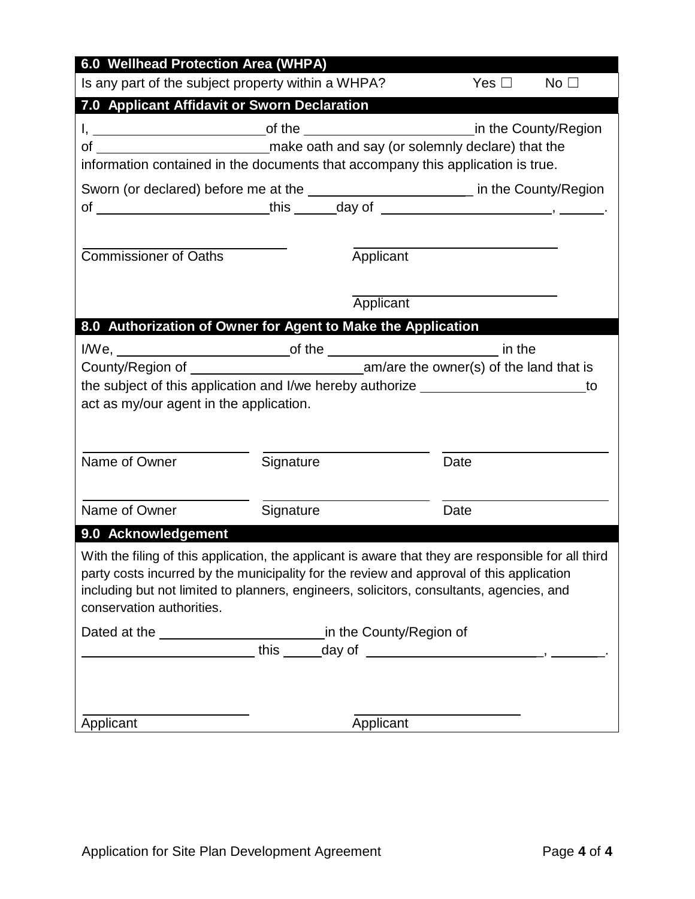## 6.0 Wellhead Protection Area (WHPA)

Is any part of the subject property within a WHPA? Yes ☐ No ☐

## 7.0 Applicant Affidavit or Sworn Declaration

I, ________________________ of the ________________________ in the County/Region of ________________________ make oath and say (or solemnly declare) that the information contained in the documents that accompany this application is true.

Sworn (or declared) before me at the ________________________ in the County/Region of ________________________ this ______ day of ________________________, ______.

| | |
|---|---|
| ________________________ | ________________________ |
| Commissioner of Oaths | Applicant |
| | ________________________ |
| | Applicant |

## 8.0 Authorization of Owner for Agent to Make the Application

I/We, ________________________ of the ________________________ in the County/Region of ________________________ am/are the owner(s) of the land that is the subject of this application and I/we hereby authorize ________________________ to act as my/our agent in the application.

| | | |
|---|---|---|
| Name of Owner | Signature | Date |
| Name of Owner | Signature | Date |

## 9.0 Acknowledgement

With the filing of this application, the applicant is aware that they are responsible for all third party costs incurred by the municipality for the review and approval of this application including but not limited to planners, engineers, solicitors, consultants, agencies, and conservation authorities.

Dated at the ________________________ in the County/Region of ________________________ this ______ day of ________________________, ______.

| | |
|---|---|
| ________________________ | ________________________ |
| Applicant | Applicant |